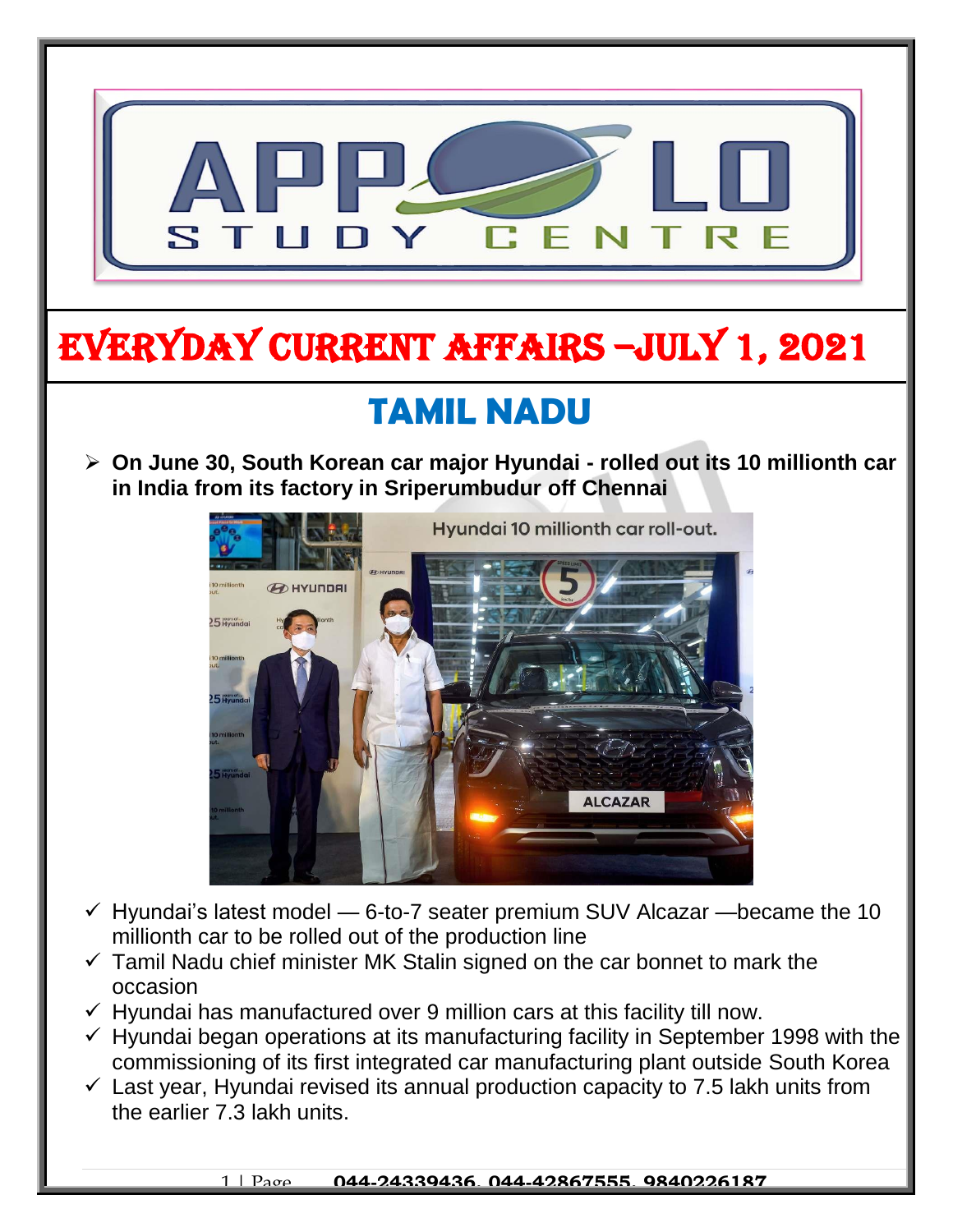# EVERYDAY CURRENT AFFAIRS –JULY 1, 2021

## TAMIL NADU

- **On June 30, South Korean car major Hyundai - rolled out its 10 millionth car in India from its factory in Sriperumbudur off Chennai**

  - ✓ Hyundai's latest model — 6-to-7 seater premium SUV Alcazar —became the 10 millionth car to be rolled out of the production line
  - ✓ Tamil Nadu chief minister MK Stalin signed on the car bonnet to mark the occasion
  - ✓ Hyundai has manufactured over 9 million cars at this facility till now.
  - ✓ Hyundai began operations at its manufacturing facility in September 1998 with the commissioning of its first integrated car manufacturing plant outside South Korea
  - ✓ Last year, Hyundai revised its annual production capacity to 7.5 lakh units from the earlier 7.3 lakh units.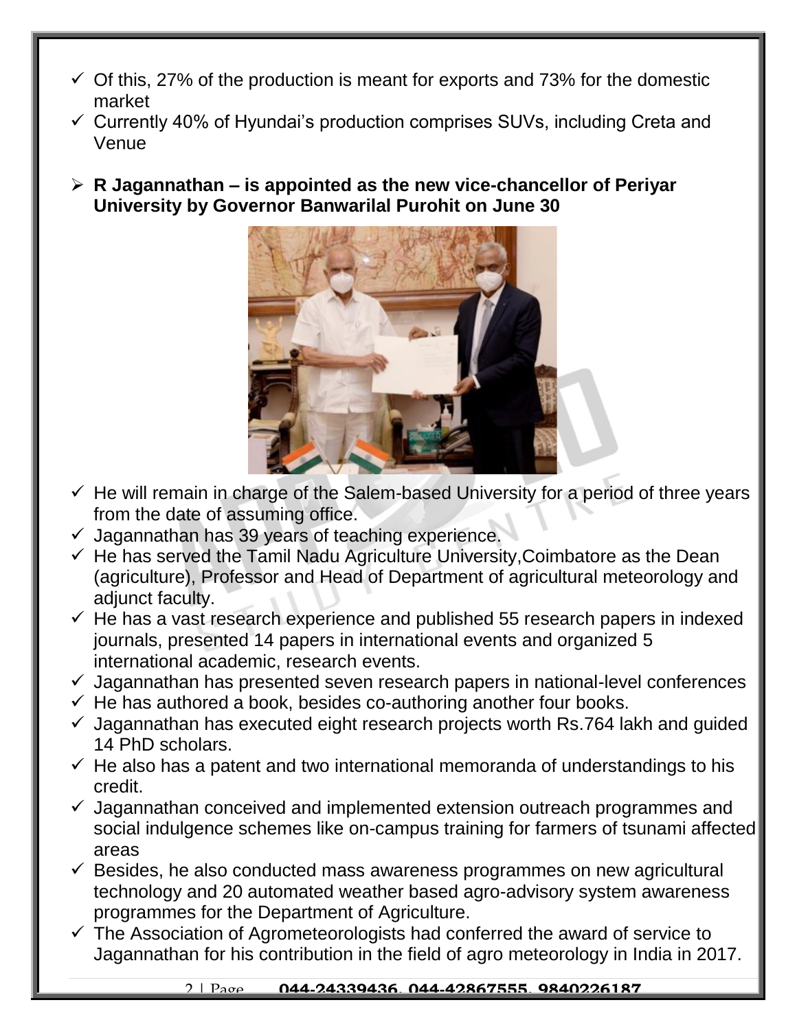- ✓ Of this, 27% of the production is meant for exports and 73% for the domestic market
- ✓ Currently 40% of Hyundai's production comprises SUVs, including Creta and Venue

- ➢ **R Jagannathan – is appointed as the new vice-chancellor of Periyar University by Governor Banwarilal Purohit on June 30**

- ✓ He will remain in charge of the Salem-based University for a period of three years from the date of assuming office.
- ✓ Jagannathan has 39 years of teaching experience.
- ✓ He has served the Tamil Nadu Agriculture University,Coimbatore as the Dean (agriculture), Professor and Head of Department of agricultural meteorology and adjunct faculty.
- ✓ He has a vast research experience and published 55 research papers in indexed journals, presented 14 papers in international events and organized 5 international academic, research events.
- ✓ Jagannathan has presented seven research papers in national-level conferences
- ✓ He has authored a book, besides co-authoring another four books.
- ✓ Jagannathan has executed eight research projects worth Rs.764 lakh and guided 14 PhD scholars.
- ✓ He also has a patent and two international memoranda of understandings to his credit.
- ✓ Jagannathan conceived and implemented extension outreach programmes and social indulgence schemes like on-campus training for farmers of tsunami affected areas
- ✓ Besides, he also conducted mass awareness programmes on new agricultural technology and 20 automated weather based agro-advisory system awareness programmes for the Department of Agriculture.
- ✓ The Association of Agrometeorologists had conferred the award of service to Jagannathan for his contribution in the field of agro meteorology in India in 2017.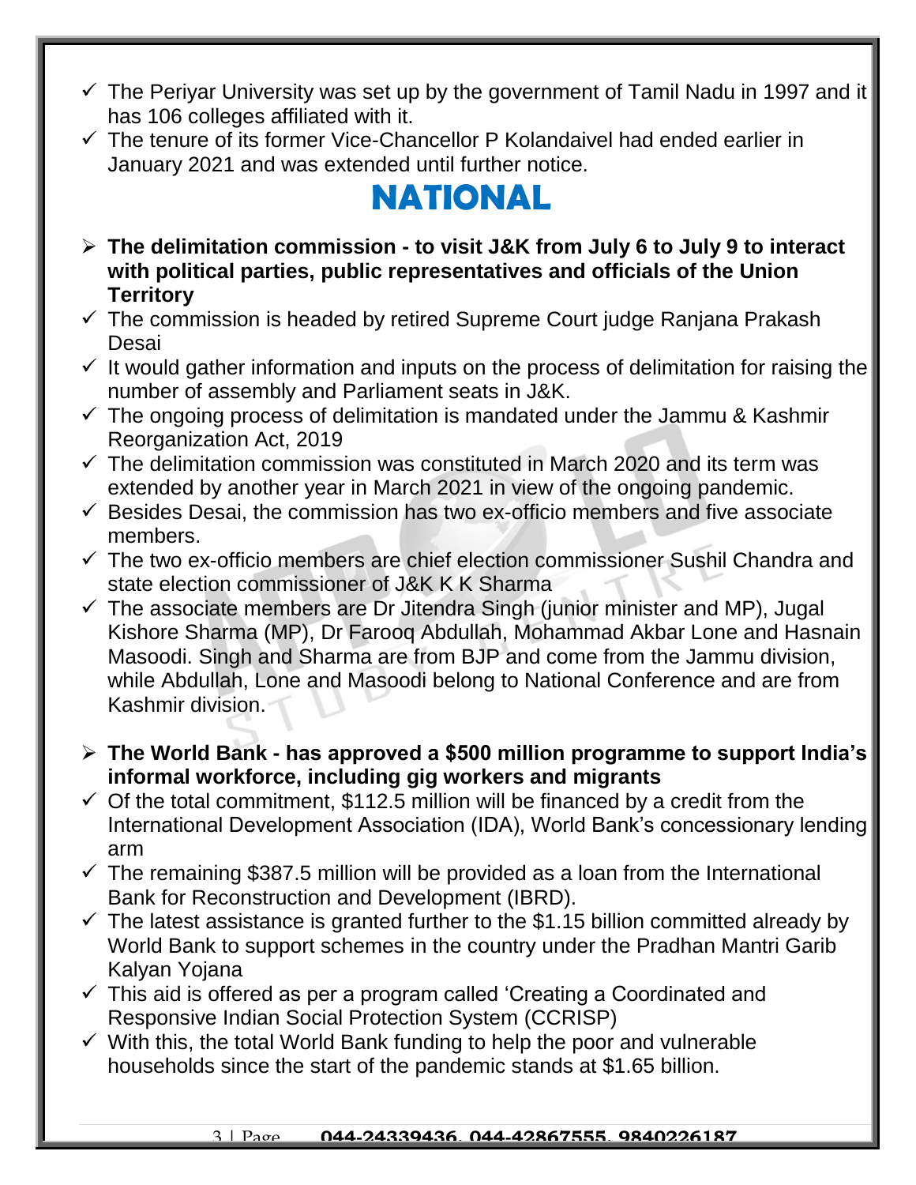- ✓ The Periyar University was set up by the government of Tamil Nadu in 1997 and it has 106 colleges affiliated with it.
- ✓ The tenure of its former Vice-Chancellor P Kolandaivel had ended earlier in January 2021 and was extended until further notice.

# NATIONAL

- **The delimitation commission - to visit J&K from July 6 to July 9 to interact with political parties, public representatives and officials of the Union Territory**
- ✓ The commission is headed by retired Supreme Court judge Ranjana Prakash Desai
- ✓ It would gather information and inputs on the process of delimitation for raising the number of assembly and Parliament seats in J&K.
- ✓ The ongoing process of delimitation is mandated under the Jammu & Kashmir Reorganization Act, 2019
- ✓ The delimitation commission was constituted in March 2020 and its term was extended by another year in March 2021 in view of the ongoing pandemic.
- ✓ Besides Desai, the commission has two ex-officio members and five associate members.
- ✓ The two ex-officio members are chief election commissioner Sushil Chandra and state election commissioner of J&K K K Sharma
- ✓ The associate members are Dr Jitendra Singh (junior minister and MP), Jugal Kishore Sharma (MP), Dr Farooq Abdullah, Mohammad Akbar Lone and Hasnain Masoodi. Singh and Sharma are from BJP and come from the Jammu division, while Abdullah, Lone and Masoodi belong to National Conference and are from Kashmir division.

- **The World Bank - has approved a $500 million programme to support India's informal workforce, including gig workers and migrants**
- ✓ Of the total commitment, $112.5 million will be financed by a credit from the International Development Association (IDA), World Bank's concessionary lending arm
- ✓ The remaining $387.5 million will be provided as a loan from the International Bank for Reconstruction and Development (IBRD).
- ✓ The latest assistance is granted further to the $1.15 billion committed already by World Bank to support schemes in the country under the Pradhan Mantri Garib Kalyan Yojana
- ✓ This aid is offered as per a program called 'Creating a Coordinated and Responsive Indian Social Protection System (CCRISP)
- ✓ With this, the total World Bank funding to help the poor and vulnerable households since the start of the pandemic stands at $1.65 billion.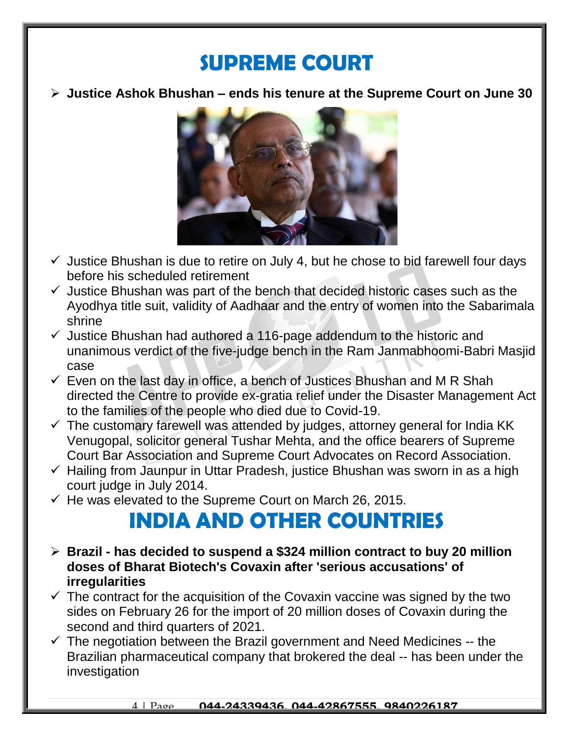# SUPREME COURT

- **Justice Ashok Bhushan – ends his tenure at the Supreme Court on June 30**

- ✓ Justice Bhushan is due to retire on July 4, but he chose to bid farewell four days before his scheduled retirement
- ✓ Justice Bhushan was part of the bench that decided historic cases such as the Ayodhya title suit, validity of Aadhaar and the entry of women into the Sabarimala shrine
- ✓ Justice Bhushan had authored a 116-page addendum to the historic and unanimous verdict of the five-judge bench in the Ram Janmabhoomi-Babri Masjid case
- ✓ Even on the last day in office, a bench of Justices Bhushan and M R Shah directed the Centre to provide ex-gratia relief under the Disaster Management Act to the families of the people who died due to Covid-19.
- ✓ The customary farewell was attended by judges, attorney general for India KK Venugopal, solicitor general Tushar Mehta, and the office bearers of Supreme Court Bar Association and Supreme Court Advocates on Record Association.
- ✓ Hailing from Jaunpur in Uttar Pradesh, justice Bhushan was sworn in as a high court judge in July 2014.
- ✓ He was elevated to the Supreme Court on March 26, 2015.

# INDIA AND OTHER COUNTRIES

- **Brazil - has decided to suspend a $324 million contract to buy 20 million doses of Bharat Biotech's Covaxin after 'serious accusations' of irregularities**

- ✓ The contract for the acquisition of the Covaxin vaccine was signed by the two sides on February 26 for the import of 20 million doses of Covaxin during the second and third quarters of 2021.
- ✓ The negotiation between the Brazil government and Need Medicines -- the Brazilian pharmaceutical company that brokered the deal -- has been under the investigation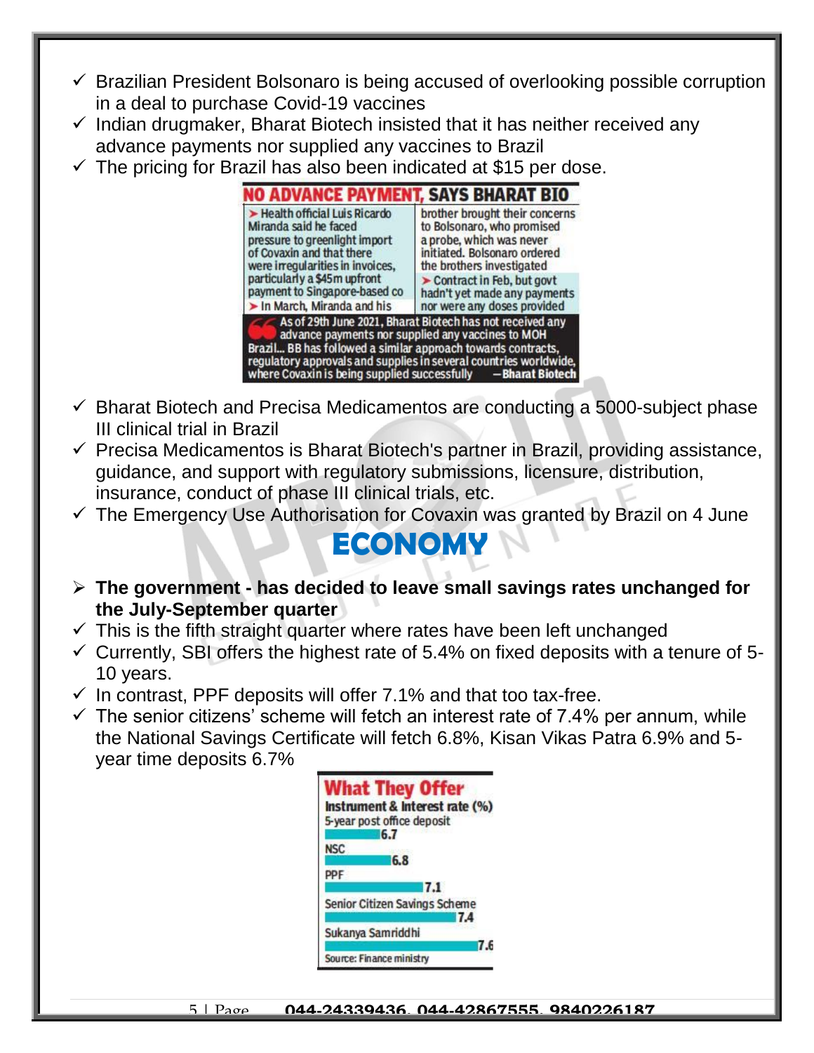- ✓ Brazilian President Bolsonaro is being accused of overlooking possible corruption in a deal to purchase Covid-19 vaccines
- ✓ Indian drugmaker, Bharat Biotech insisted that it has neither received any advance payments nor supplied any vaccines to Brazil
- ✓ The pricing for Brazil has also been indicated at $15 per dose.

**NO ADVANCE PAYMENT, SAYS BHARAT BIO**

- Health official Luis Ricardo Miranda said he faced pressure to greenlight import of Covaxin and that there were irregularities in invoices, particularly a $45m upfront payment to Singapore-based co
- In March, Miranda and his brother brought their concerns to Bolsonaro, who promised a probe, which was never initiated. Bolsonaro ordered the brothers investigated
- Contract in Feb, but govt hadn't yet made any payments nor were any doses provided

"As of 29th June 2021, Bharat Biotech has not received any advance payments nor supplied any vaccines to MOH Brazil... BB has followed a similar approach towards contracts, regulatory approvals and supplies in several countries worldwide, where Covaxin is being supplied successfully" — Bharat Biotech

- ✓ Bharat Biotech and Precisa Medicamentos are conducting a 5000-subject phase III clinical trial in Brazil
- ✓ Precisa Medicamentos is Bharat Biotech's partner in Brazil, providing assistance, guidance, and support with regulatory submissions, licensure, distribution, insurance, conduct of phase III clinical trials, etc.
- ✓ The Emergency Use Authorisation for Covaxin was granted by Brazil on 4 June

# ECONOMY

- **The government - has decided to leave small savings rates unchanged for the July-September quarter**
- ✓ This is the fifth straight quarter where rates have been left unchanged
- ✓ Currently, SBI offers the highest rate of 5.4% on fixed deposits with a tenure of 5-10 years.
- ✓ In contrast, PPF deposits will offer 7.1% and that too tax-free.
- ✓ The senior citizens' scheme will fetch an interest rate of 7.4% per annum, while the National Savings Certificate will fetch 6.8%, Kisan Vikas Patra 6.9% and 5-year time deposits 6.7%

**What They Offer**

| Instrument | Interest rate (%) |
|---|---|
| 5-year post office deposit | 6.7 |
| NSC | 6.8 |
| PPF | 7.1 |
| Senior Citizen Savings Scheme | 7.4 |
| Sukanya Samriddhi | 7.6 |

Source: Finance ministry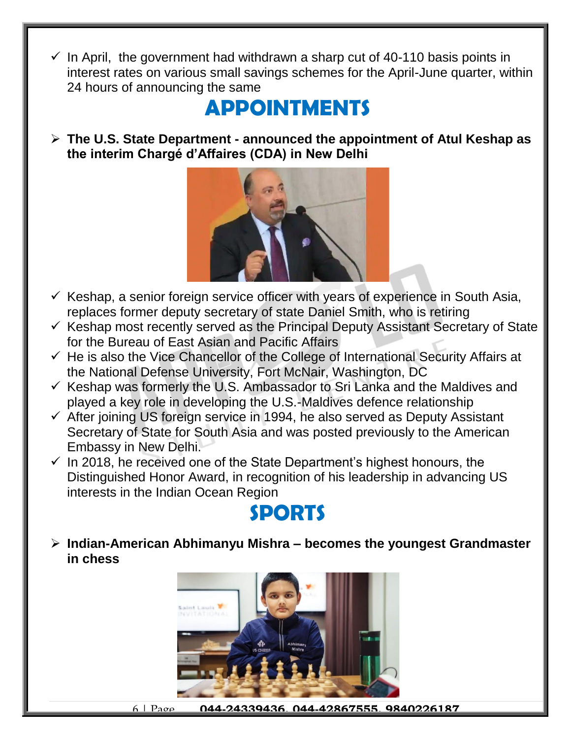- ✓ In April, the government had withdrawn a sharp cut of 40-110 basis points in interest rates on various small savings schemes for the April-June quarter, within 24 hours of announcing the same

# APPOINTMENTS

- **The U.S. State Department - announced the appointment of Atul Keshap as the interim Chargé d'Affaires (CDA) in New Delhi**

- ✓ Keshap, a senior foreign service officer with years of experience in South Asia, replaces former deputy secretary of state Daniel Smith, who is retiring
- ✓ Keshap most recently served as the Principal Deputy Assistant Secretary of State for the Bureau of East Asian and Pacific Affairs
- ✓ He is also the Vice Chancellor of the College of International Security Affairs at the National Defense University, Fort McNair, Washington, DC
- ✓ Keshap was formerly the U.S. Ambassador to Sri Lanka and the Maldives and played a key role in developing the U.S.-Maldives defence relationship
- ✓ After joining US foreign service in 1994, he also served as Deputy Assistant Secretary of State for South Asia and was posted previously to the American Embassy in New Delhi.
- ✓ In 2018, he received one of the State Department's highest honours, the Distinguished Honor Award, in recognition of his leadership in advancing US interests in the Indian Ocean Region

# SPORTS

- **Indian-American Abhimanyu Mishra – becomes the youngest Grandmaster in chess**

044-24339436, 044-42867555, 9840226187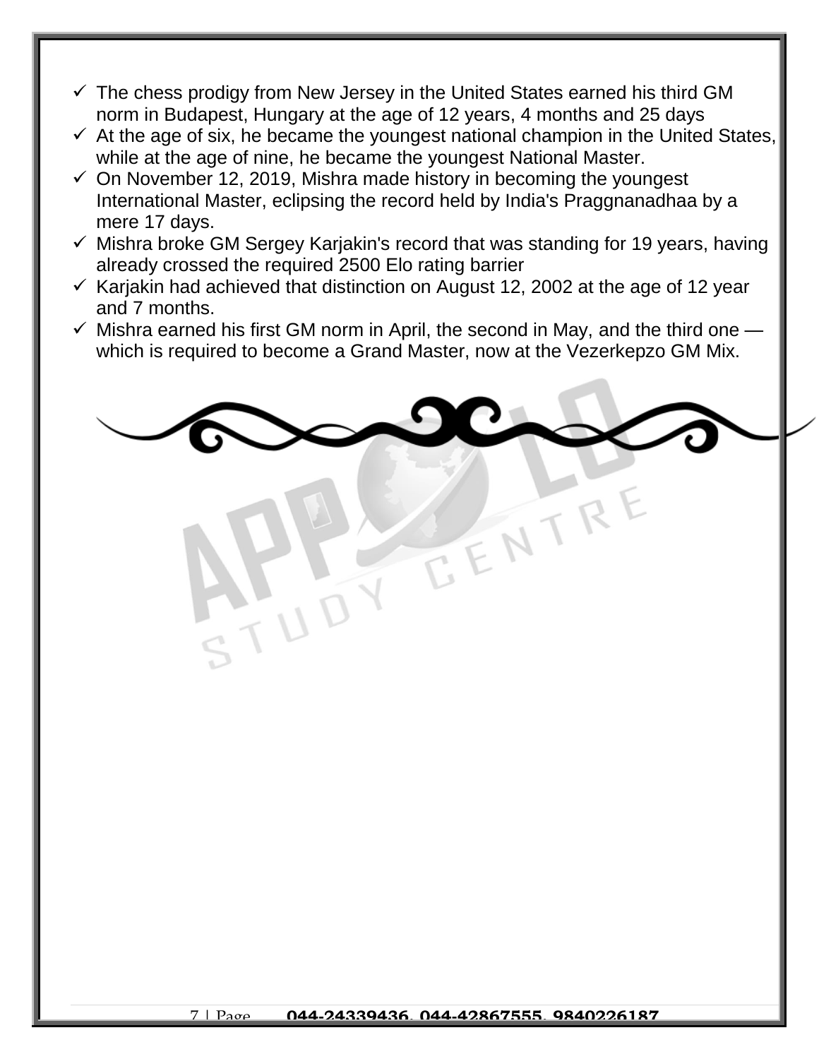- ✓ The chess prodigy from New Jersey in the United States earned his third GM norm in Budapest, Hungary at the age of 12 years, 4 months and 25 days
- ✓ At the age of six, he became the youngest national champion in the United States, while at the age of nine, he became the youngest National Master.
- ✓ On November 12, 2019, Mishra made history in becoming the youngest International Master, eclipsing the record held by India's Praggnanadhaa by a mere 17 days.
- ✓ Mishra broke GM Sergey Karjakin's record that was standing for 19 years, having already crossed the required 2500 Elo rating barrier
- ✓ Karjakin had achieved that distinction on August 12, 2002 at the age of 12 year and 7 months.
- ✓ Mishra earned his first GM norm in April, the second in May, and the third one — which is required to become a Grand Master, now at the Vezerkepzo GM Mix.